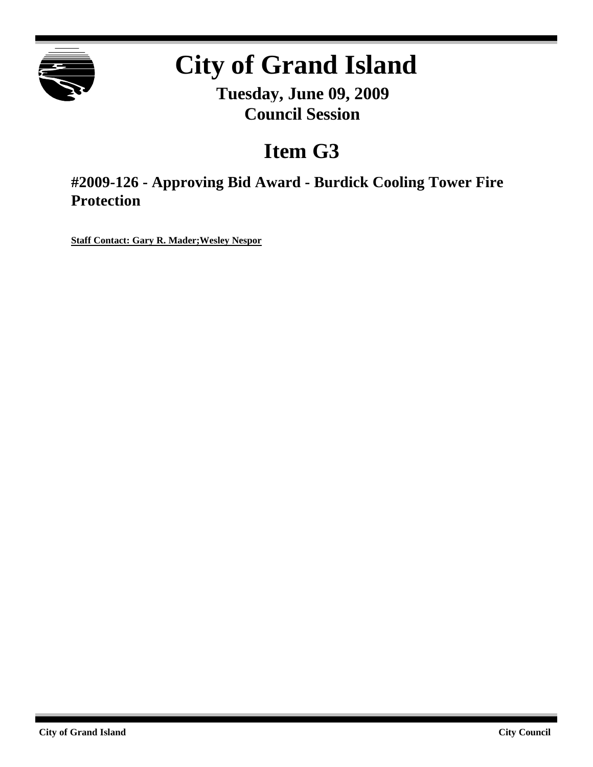# City of Grand Island

**Tuesday, June 09, 2009**
**Council Session**

## Item G3

### #2009-126 - Approving Bid Award - Burdick Cooling Tower Fire Protection

**Staff Contact: Gary R. Mader;Wesley Nespor**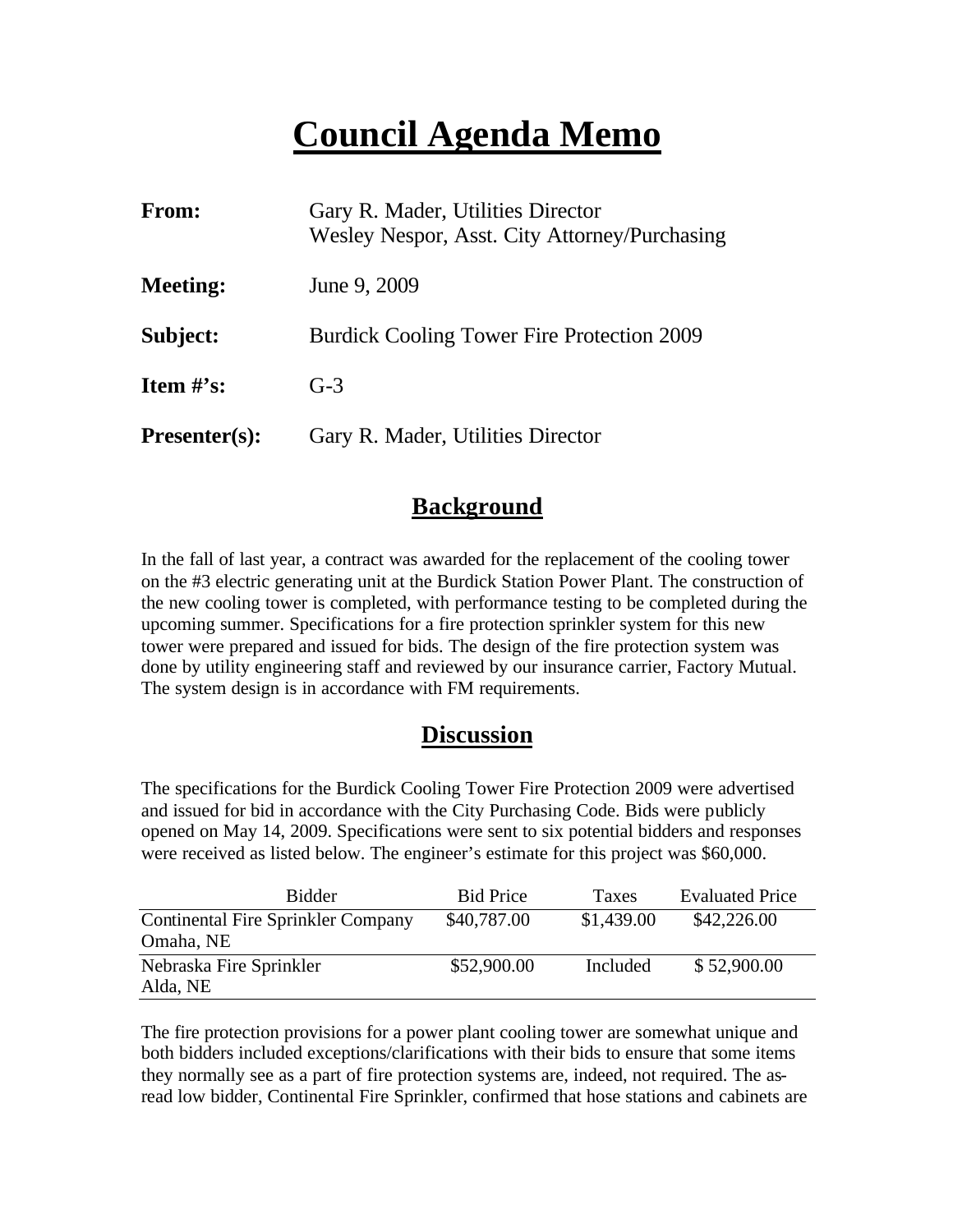# Council Agenda Memo

| | |
|---|---|
| **From:** | Gary R. Mader, Utilities Director<br>Wesley Nespor, Asst. City Attorney/Purchasing |
| **Meeting:** | June 9, 2009 |
| **Subject:** | Burdick Cooling Tower Fire Protection 2009 |
| **Item #'s:** | G-3 |
| **Presenter(s):** | Gary R. Mader, Utilities Director |

## Background

In the fall of last year, a contract was awarded for the replacement of the cooling tower on the #3 electric generating unit at the Burdick Station Power Plant. The construction of the new cooling tower is completed, with performance testing to be completed during the upcoming summer. Specifications for a fire protection sprinkler system for this new tower were prepared and issued for bids. The design of the fire protection system was done by utility engineering staff and reviewed by our insurance carrier, Factory Mutual. The system design is in accordance with FM requirements.

## Discussion

The specifications for the Burdick Cooling Tower Fire Protection 2009 were advertised and issued for bid in accordance with the City Purchasing Code. Bids were publicly opened on May 14, 2009. Specifications were sent to six potential bidders and responses were received as listed below. The engineer's estimate for this project was $60,000.

| Bidder | Bid Price | Taxes | Evaluated Price |
|---|---|---|---|
| Continental Fire Sprinkler Company<br>Omaha, NE | $40,787.00 | $1,439.00 | $42,226.00 |
| Nebraska Fire Sprinkler<br>Alda, NE | $52,900.00 | Included | $ 52,900.00 |

The fire protection provisions for a power plant cooling tower are somewhat unique and both bidders included exceptions/clarifications with their bids to ensure that some items they normally see as a part of fire protection systems are, indeed, not required. The as-read low bidder, Continental Fire Sprinkler, confirmed that hose stations and cabinets are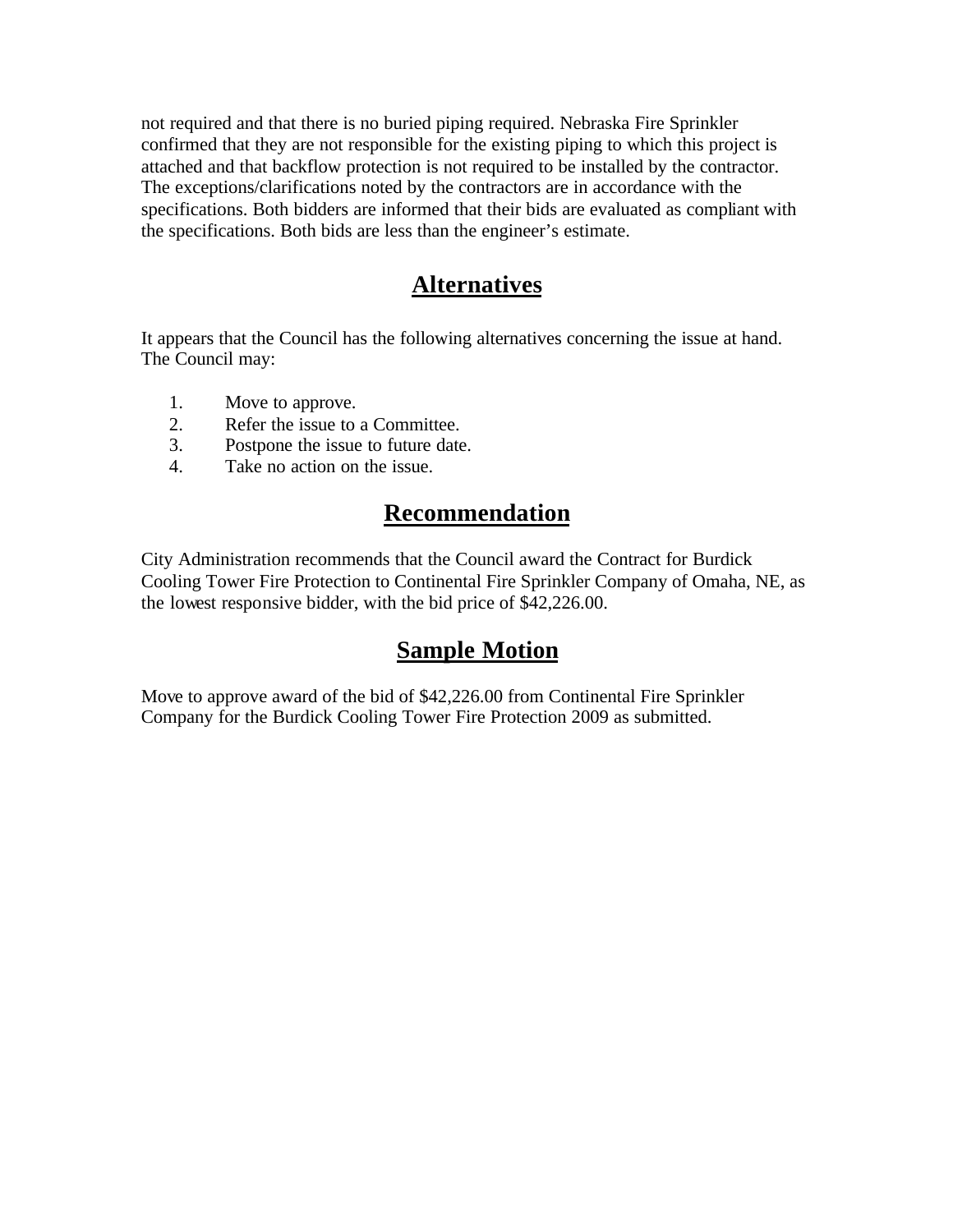not required and that there is no buried piping required. Nebraska Fire Sprinkler confirmed that they are not responsible for the existing piping to which this project is attached and that backflow protection is not required to be installed by the contractor. The exceptions/clarifications noted by the contractors are in accordance with the specifications. Both bidders are informed that their bids are evaluated as compliant with the specifications. Both bids are less than the engineer's estimate.

## Alternatives

It appears that the Council has the following alternatives concerning the issue at hand. The Council may:

1. Move to approve.
2. Refer the issue to a Committee.
3. Postpone the issue to future date.
4. Take no action on the issue.

## Recommendation

City Administration recommends that the Council award the Contract for Burdick Cooling Tower Fire Protection to Continental Fire Sprinkler Company of Omaha, NE, as the lowest responsive bidder, with the bid price of $42,226.00.

## Sample Motion

Move to approve award of the bid of $42,226.00 from Continental Fire Sprinkler Company for the Burdick Cooling Tower Fire Protection 2009 as submitted.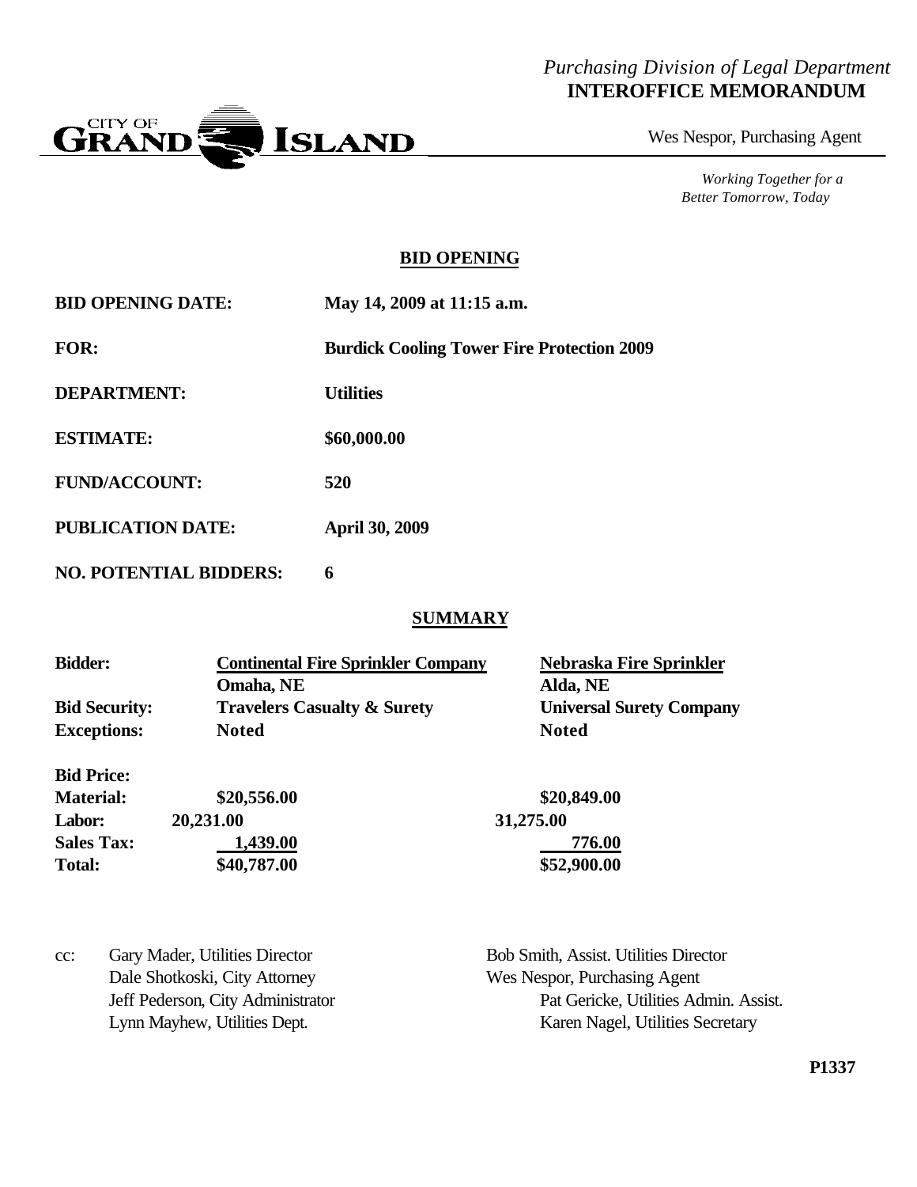*Purchasing Division of Legal Department*
**INTEROFFICE MEMORANDUM**

CITY OF GRAND ISLAND

Wes Nespor, Purchasing Agent

*Working Together for a Better Tomorrow, Today*

## BID OPENING

**BID OPENING DATE:** **May 14, 2009 at 11:15 a.m.**

**FOR:** **Burdick Cooling Tower Fire Protection 2009**

**DEPARTMENT:** **Utilities**

**ESTIMATE:** **$60,000.00**

**FUND/ACCOUNT:** **520**

**PUBLICATION DATE:** **April 30, 2009**

**NO. POTENTIAL BIDDERS:** **6**

## SUMMARY

| | | |
|---|---|---|
| **Bidder:** | **Continental Fire Sprinkler Company** Omaha, NE | **Nebraska Fire Sprinkler** Alda, NE |
| **Bid Security:** | **Travelers Casualty & Surety** | **Universal Surety Company** |
| **Exceptions:** | **Noted** | **Noted** |
| **Bid Price:** | | |
| **Material:** | **$20,556.00** | **$20,849.00** |
| **Labor:** | **20,231.00** | **31,275.00** |
| **Sales Tax:** | **1,439.00** | **776.00** |
| **Total:** | **$40,787.00** | **$52,900.00** |

cc: Gary Mader, Utilities Director
Bob Smith, Assist. Utilities Director
Dale Shotkoski, City Attorney
Wes Nespor, Purchasing Agent
Jeff Pederson, City Administrator
Pat Gericke, Utilities Admin. Assist.
Lynn Mayhew, Utilities Dept.
Karen Nagel, Utilities Secretary

**P1337**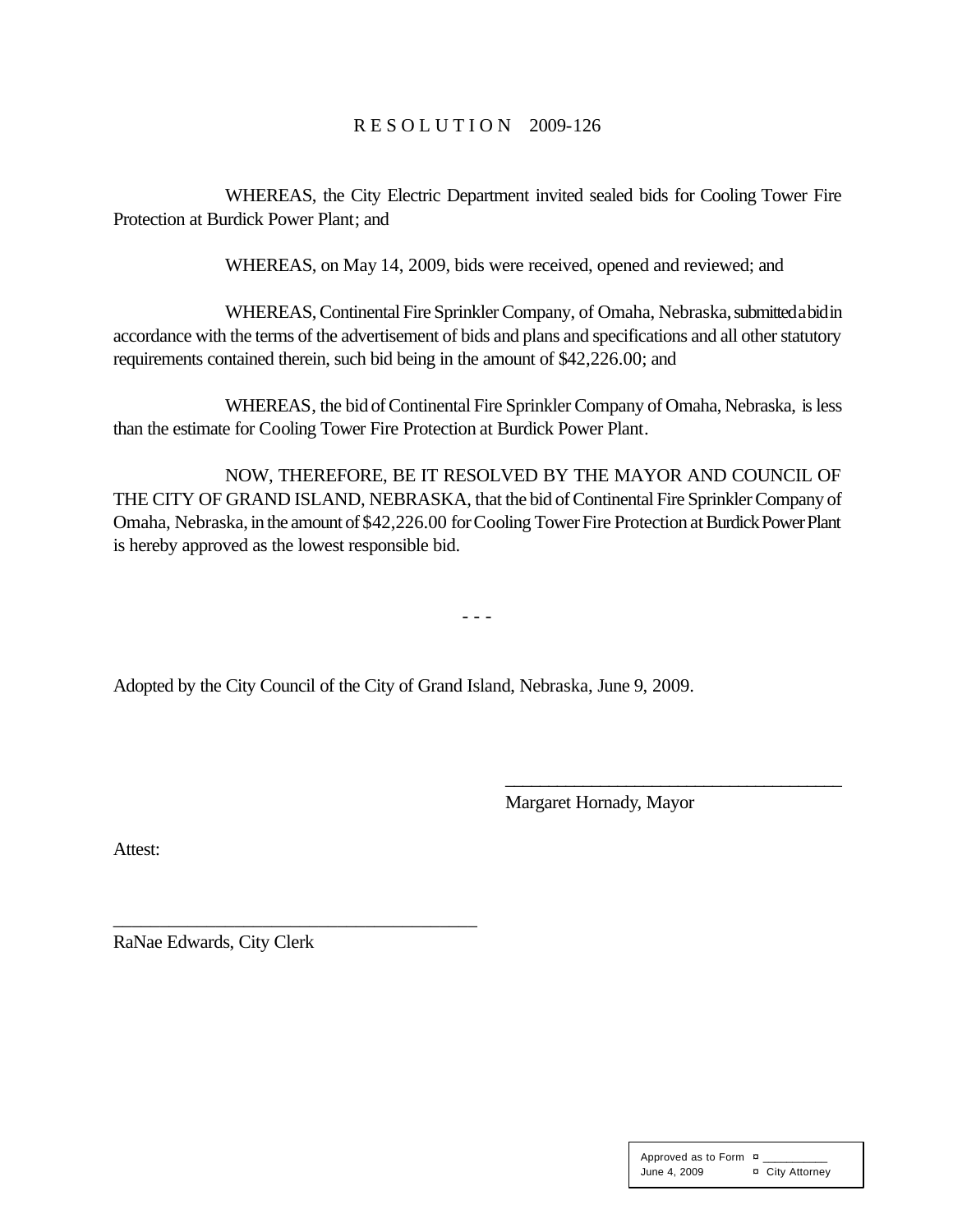# RESOLUTION 2009-126

WHEREAS, the City Electric Department invited sealed bids for Cooling Tower Fire Protection at Burdick Power Plant; and

WHEREAS, on May 14, 2009, bids were received, opened and reviewed; and

WHEREAS, Continental Fire Sprinkler Company, of Omaha, Nebraska, submitted a bid in accordance with the terms of the advertisement of bids and plans and specifications and all other statutory requirements contained therein, such bid being in the amount of $42,226.00; and

WHEREAS, the bid of Continental Fire Sprinkler Company of Omaha, Nebraska, is less than the estimate for Cooling Tower Fire Protection at Burdick Power Plant.

NOW, THEREFORE, BE IT RESOLVED BY THE MAYOR AND COUNCIL OF THE CITY OF GRAND ISLAND, NEBRASKA, that the bid of Continental Fire Sprinkler Company of Omaha, Nebraska, in the amount of $42,226.00 for Cooling Tower Fire Protection at Burdick Power Plant is hereby approved as the lowest responsible bid.

- - -

Adopted by the City Council of the City of Grand Island, Nebraska, June 9, 2009.

_____________________________________
Margaret Hornady, Mayor

Attest:

_______________________________________
RaNae Edwards, City Clerk

Approved as to Form ¤ ___________
June 4, 2009 ¤ City Attorney